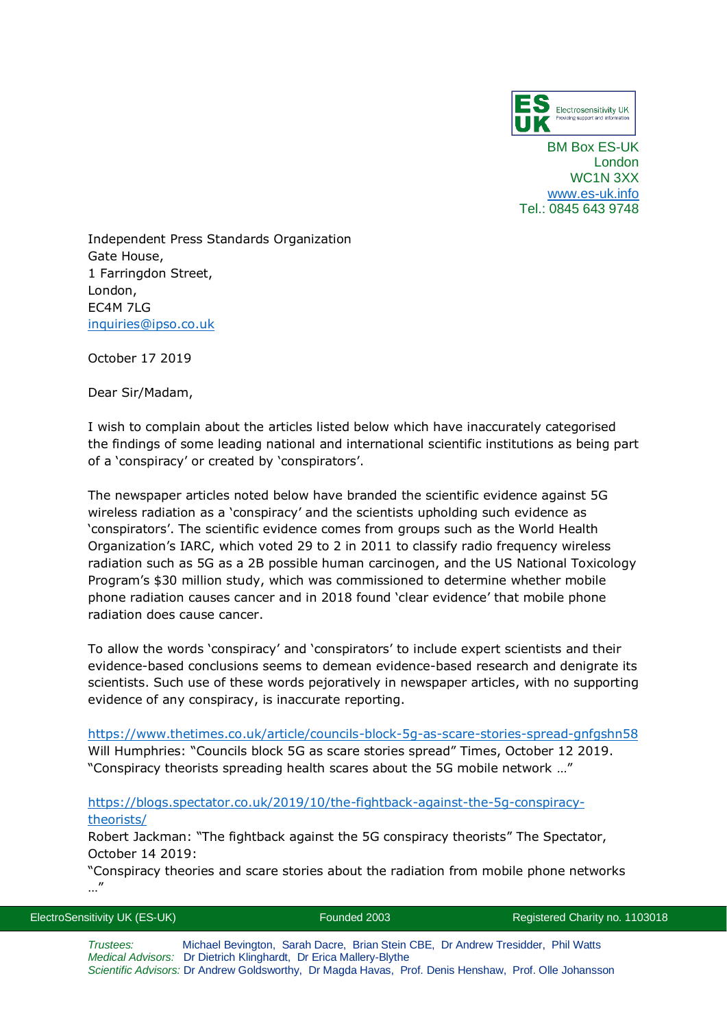ES UK Electrosensitivity UK
Providing support and information

BM Box ES-UK
London
WC1N 3XX
[www.es-uk.info](http://www.es-uk.info)
Tel.: 0845 643 9748

Independent Press Standards Organization
Gate House,
1 Farringdon Street,
London,
EC4M 7LG
[inquiries@ipso.co.uk](mailto:inquiries@ipso.co.uk)

October 17 2019

Dear Sir/Madam,

I wish to complain about the articles listed below which have inaccurately categorised the findings of some leading national and international scientific institutions as being part of a 'conspiracy' or created by 'conspirators'.

The newspaper articles noted below have branded the scientific evidence against 5G wireless radiation as a 'conspiracy' and the scientists upholding such evidence as 'conspirators'. The scientific evidence comes from groups such as the World Health Organization's IARC, which voted 29 to 2 in 2011 to classify radio frequency wireless radiation such as 5G as a 2B possible human carcinogen, and the US National Toxicology Program's $30 million study, which was commissioned to determine whether mobile phone radiation causes cancer and in 2018 found 'clear evidence' that mobile phone radiation does cause cancer.

To allow the words 'conspiracy' and 'conspirators' to include expert scientists and their evidence-based conclusions seems to demean evidence-based research and denigrate its scientists. Such use of these words pejoratively in newspaper articles, with no supporting evidence of any conspiracy, is inaccurate reporting.

[https://www.thetimes.co.uk/article/councils-block-5g-as-scare-stories-spread-gnfgshn58](https://www.thetimes.co.uk/article/councils-block-5g-as-scare-stories-spread-gnfgshn58)
Will Humphries: "Councils block 5G as scare stories spread" Times, October 12 2019.
"Conspiracy theorists spreading health scares about the 5G mobile network …"

[https://blogs.spectator.co.uk/2019/10/the-fightback-against-the-5g-conspiracy-theorists/](https://blogs.spectator.co.uk/2019/10/the-fightback-against-the-5g-conspiracy-theorists/)
Robert Jackman: "The fightback against the 5G conspiracy theorists" The Spectator, October 14 2019:
"Conspiracy theories and scare stories about the radiation from mobile phone networks …"

ElectroSensitivity UK (ES-UK) | Founded 2003 | Registered Charity no. 1103018

*Trustees:* Michael Bevington, Sarah Dacre, Brian Stein CBE, Dr Andrew Tresidder, Phil Watts
*Medical Advisors:* Dr Dietrich Klinghardt, Dr Erica Mallery-Blythe
*Scientific Advisors:* Dr Andrew Goldsworthy, Dr Magda Havas, Prof. Denis Henshaw, Prof. Olle Johansson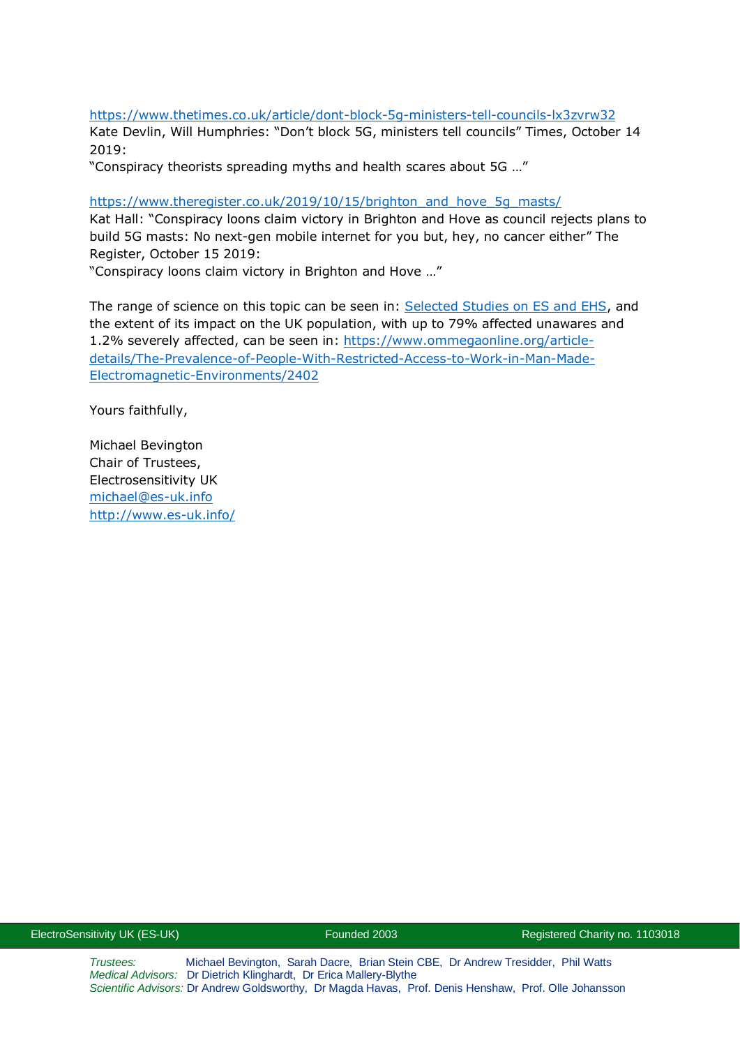https://www.thetimes.co.uk/article/dont-block-5g-ministers-tell-councils-lx3zvrw32
Kate Devlin, Will Humphries: "Don't block 5G, ministers tell councils" Times, October 14 2019:
"Conspiracy theorists spreading myths and health scares about 5G …"

https://www.theregister.co.uk/2019/10/15/brighton_and_hove_5g_masts/
Kat Hall: "Conspiracy loons claim victory in Brighton and Hove as council rejects plans to build 5G masts: No next-gen mobile internet for you but, hey, no cancer either" The Register, October 15 2019:
"Conspiracy loons claim victory in Brighton and Hove …"

The range of science on this topic can be seen in: Selected Studies on ES and EHS, and the extent of its impact on the UK population, with up to 79% affected unawares and 1.2% severely affected, can be seen in: https://www.ommegaonline.org/article-details/The-Prevalence-of-People-With-Restricted-Access-to-Work-in-Man-Made-Electromagnetic-Environments/2402

Yours faithfully,

Michael Bevington
Chair of Trustees,
Electrosensitivity UK
michael@es-uk.info
http://www.es-uk.info/

ElectroSensitivity UK (ES-UK) | Founded 2003 | Registered Charity no. 1103018

*Trustees:* Michael Bevington, Sarah Dacre, Brian Stein CBE, Dr Andrew Tresidder, Phil Watts
*Medical Advisors:* Dr Dietrich Klinghardt, Dr Erica Mallery-Blythe
*Scientific Advisors:* Dr Andrew Goldsworthy, Dr Magda Havas, Prof. Denis Henshaw, Prof. Olle Johansson